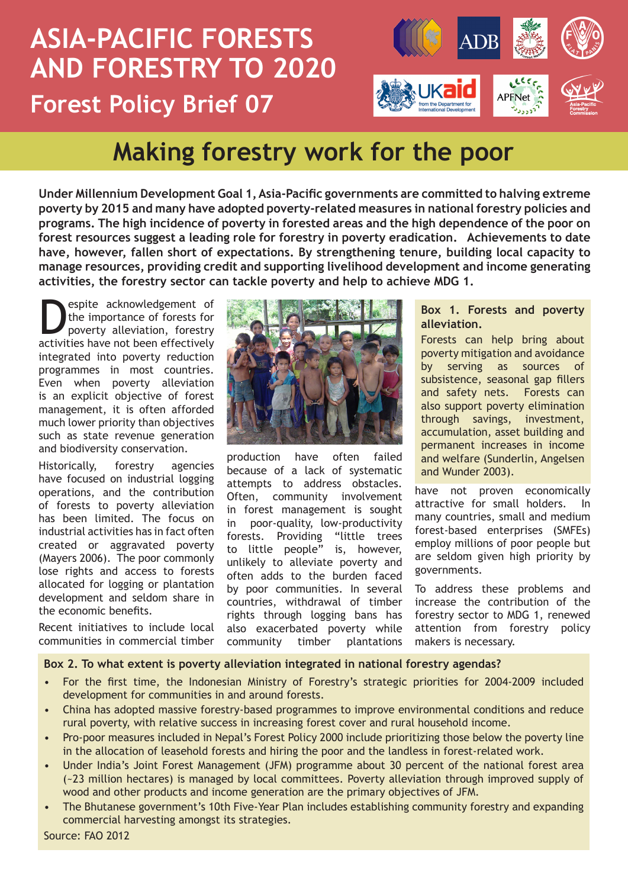# ASIA-PACIFIC FORESTS AND FORESTRY TO 2020

## Forest Policy Brief 07

# Making forestry work for the poor

**Under Millennium Development Goal 1, Asia-Pacific governments are committed to halving extreme poverty by 2015 and many have adopted poverty-related measures in national forestry policies and programs. The high incidence of poverty in forested areas and the high dependence of the poor on forest resources suggest a leading role for forestry in poverty eradication. Achievements to date have, however, fallen short of expectations. By strengthening tenure, building local capacity to manage resources, providing credit and supporting livelihood development and income generating activities, the forestry sector can tackle poverty and help to achieve MDG 1.**

Despite acknowledgement of the importance of forests for poverty alleviation, forestry activities have not been effectively integrated into poverty reduction programmes in most countries. Even when poverty alleviation is an explicit objective of forest management, it is often afforded much lower priority than objectives such as state revenue generation and biodiversity conservation.

Historically, forestry agencies have focused on industrial logging operations, and the contribution of forests to poverty alleviation has been limited. The focus on industrial activities has in fact often created or aggravated poverty (Mayers 2006). The poor commonly lose rights and access to forests allocated for logging or plantation development and seldom share in the economic benefits.

Recent initiatives to include local communities in commercial timber production have often failed because of a lack of systematic attempts to address obstacles. Often, community involvement in forest management is sought in poor-quality, low-productivity forests. Providing "little trees to little people" is, however, unlikely to alleviate poverty and often adds to the burden faced by poor communities. In several countries, withdrawal of timber rights through logging bans has also exacerbated poverty while community timber plantations have not proven economically attractive for small holders. In many countries, small and medium forest-based enterprises (SMFEs) employ millions of poor people but are seldom given high priority by governments.

To address these problems and increase the contribution of the forestry sector to MDG 1, renewed attention from forestry policy makers is necessary.

**Box 1. Forests and poverty alleviation.**

Forests can help bring about poverty mitigation and avoidance by serving as sources of subsistence, seasonal gap fillers and safety nets. Forests can also support poverty elimination through savings, investment, accumulation, asset building and permanent increases in income and welfare (Sunderlin, Angelsen and Wunder 2003).

**Box 2. To what extent is poverty alleviation integrated in national forestry agendas?**

- For the first time, the Indonesian Ministry of Forestry's strategic priorities for 2004-2009 included development for communities in and around forests.
- China has adopted massive forestry-based programmes to improve environmental conditions and reduce rural poverty, with relative success in increasing forest cover and rural household income.
- Pro-poor measures included in Nepal's Forest Policy 2000 include prioritizing those below the poverty line in the allocation of leasehold forests and hiring the poor and the landless in forest-related work.
- Under India's Joint Forest Management (JFM) programme about 30 percent of the national forest area (~23 million hectares) is managed by local committees. Poverty alleviation through improved supply of wood and other products and income generation are the primary objectives of JFM.
- The Bhutanese government's 10th Five-Year Plan includes establishing community forestry and expanding commercial harvesting amongst its strategies.

Source: FAO 2012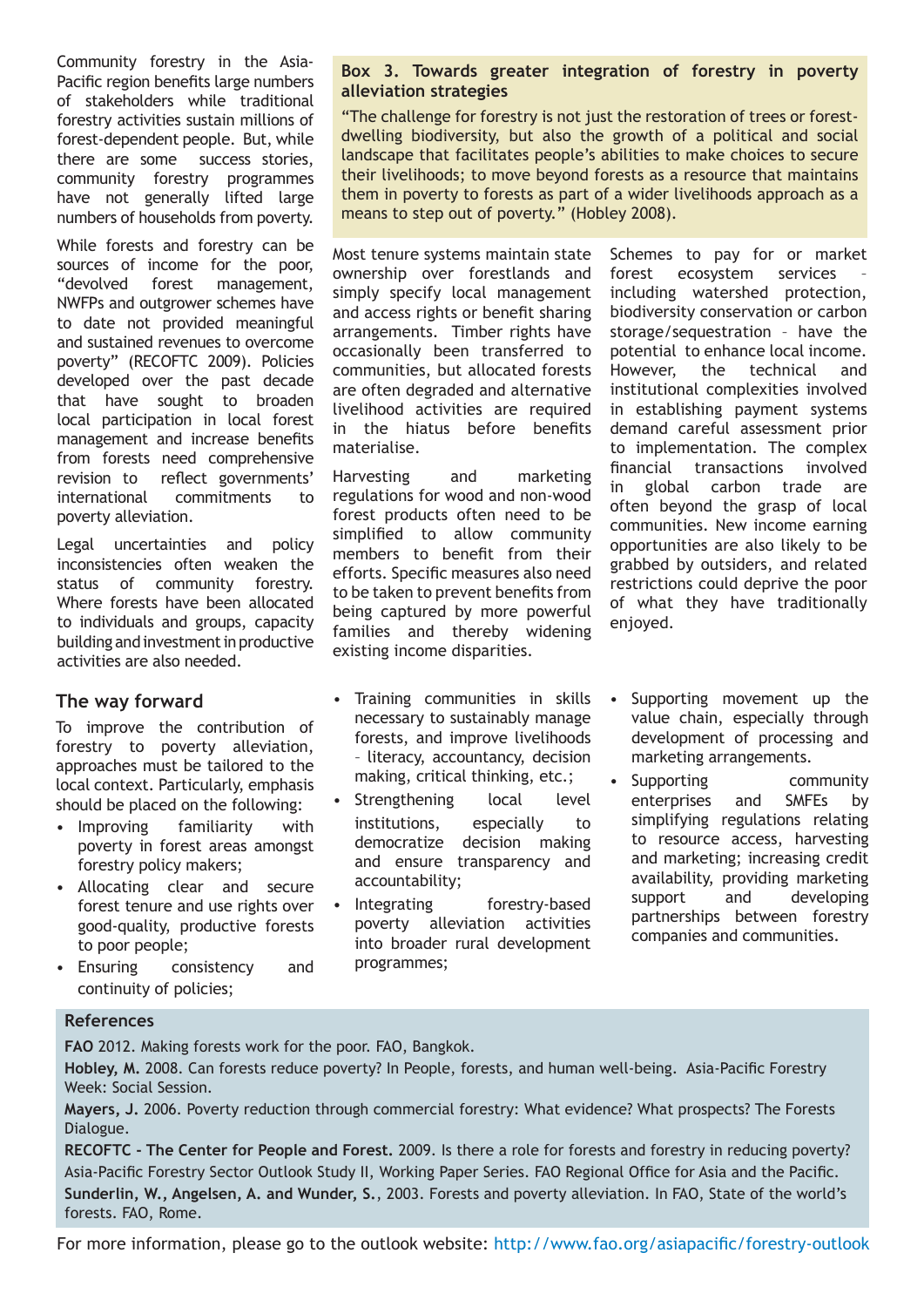Community forestry in the Asia-Pacific region benefits large numbers of stakeholders while traditional forestry activities sustain millions of forest-dependent people. But, while there are some success stories, community forestry programmes have not generally lifted large numbers of households from poverty.

While forests and forestry can be sources of income for the poor, "devolved forest management, NWFPs and outgrower schemes have to date not provided meaningful and sustained revenues to overcome poverty" (RECOFTC 2009). Policies developed over the past decade that have sought to broaden local participation in local forest management and increase benefits from forests need comprehensive revision to reflect governments' international commitments to poverty alleviation.

Legal uncertainties and policy inconsistencies often weaken the status of community forestry. Where forests have been allocated to individuals and groups, capacity building and investment in productive activities are also needed.

**Box 3. Towards greater integration of forestry in poverty alleviation strategies**

"The challenge for forestry is not just the restoration of trees or forest-dwelling biodiversity, but also the growth of a political and social landscape that facilitates people's abilities to make choices to secure their livelihoods; to move beyond forests as a resource that maintains them in poverty to forests as part of a wider livelihoods approach as a means to step out of poverty." (Hobley 2008).

Most tenure systems maintain state ownership over forestlands and simply specify local management and access rights or benefit sharing arrangements. Timber rights have occasionally been transferred to communities, but allocated forests are often degraded and alternative livelihood activities are required in the hiatus before benefits materialise.

Harvesting and marketing regulations for wood and non-wood forest products often need to be simplified to allow community members to benefit from their efforts. Specific measures also need to be taken to prevent benefits from being captured by more powerful families and thereby widening existing income disparities.

Schemes to pay for or market forest ecosystem services – including watershed protection, biodiversity conservation or carbon storage/sequestration – have the potential to enhance local income. However, the technical and institutional complexities involved in establishing payment systems demand careful assessment prior to implementation. The complex financial transactions involved in global carbon trade are often beyond the grasp of local communities. New income earning opportunities are also likely to be grabbed by outsiders, and related restrictions could deprive the poor of what they have traditionally enjoyed.

## The way forward

To improve the contribution of forestry to poverty alleviation, approaches must be tailored to the local context. Particularly, emphasis should be placed on the following:

- Improving familiarity with poverty in forest areas amongst forestry policy makers;
- Allocating clear and secure forest tenure and use rights over good-quality, productive forests to poor people;
- Ensuring consistency and continuity of policies;
- Training communities in skills necessary to sustainably manage forests, and improve livelihoods – literacy, accountancy, decision making, critical thinking, etc.;
- Strengthening local level institutions, especially to democratize decision making and ensure transparency and accountability;
- Integrating forestry-based poverty alleviation activities into broader rural development programmes;
- Supporting movement up the value chain, especially through development of processing and marketing arrangements.
- Supporting community enterprises and SMFEs by simplifying regulations relating to resource access, harvesting and marketing; increasing credit availability, providing marketing support and developing partnerships between forestry companies and communities.

### References

**FAO** 2012. Making forests work for the poor. FAO, Bangkok.

**Hobley, M.** 2008. Can forests reduce poverty? In People, forests, and human well-being. Asia-Pacific Forestry Week: Social Session.

**Mayers, J.** 2006. Poverty reduction through commercial forestry: What evidence? What prospects? The Forests Dialogue.

**RECOFTC - The Center for People and Forest.** 2009. Is there a role for forests and forestry in reducing poverty? Asia-Pacific Forestry Sector Outlook Study II, Working Paper Series. FAO Regional Office for Asia and the Pacific.

**Sunderlin, W., Angelsen, A. and Wunder, S.**, 2003. Forests and poverty alleviation. In FAO, State of the world's forests. FAO, Rome.

For more information, please go to the outlook website: http://www.fao.org/asiapacific/forestry-outlook